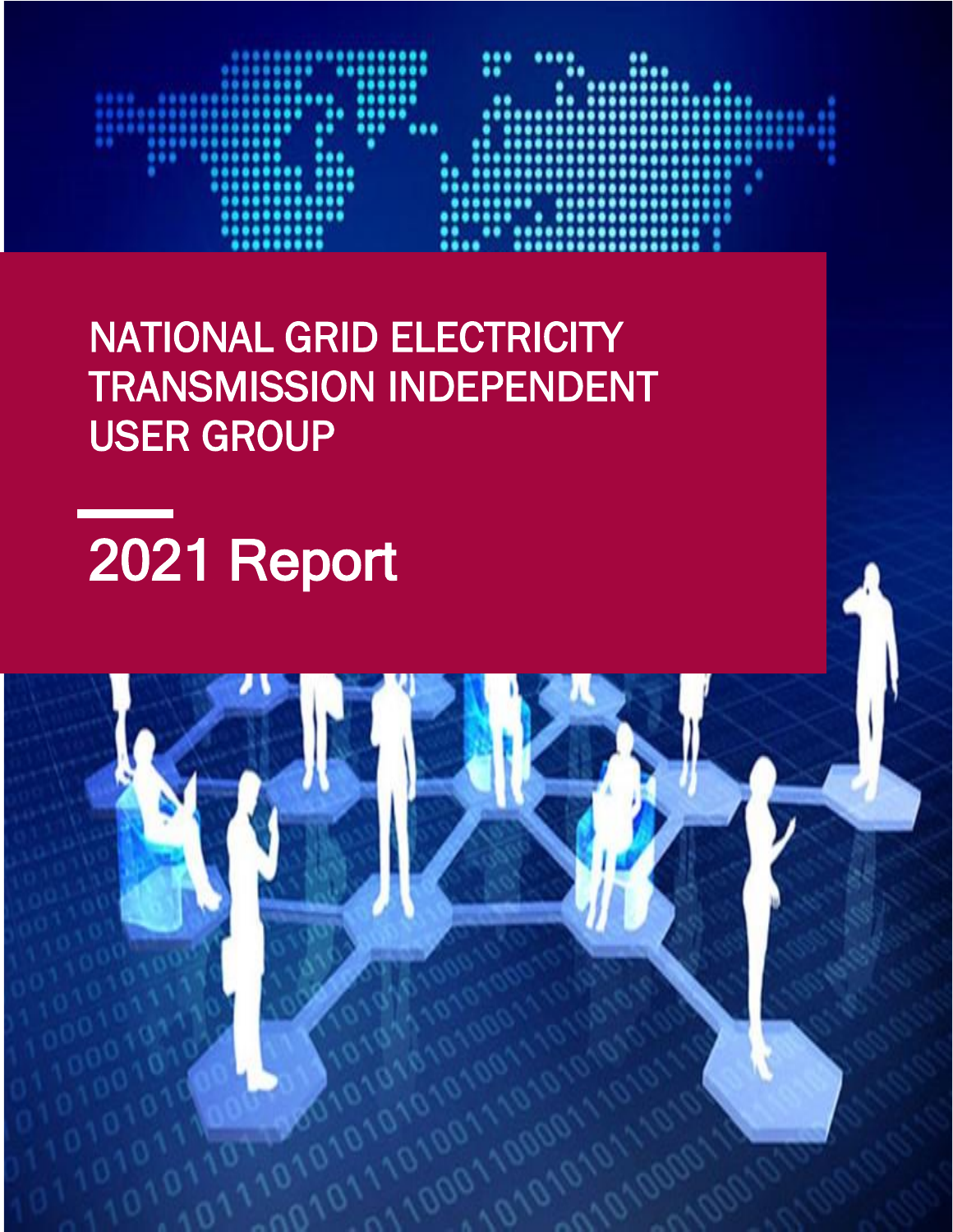# NATIONAL GRID ELECTRICITY TRANSMISSION INDEPENDENT USER GROUP

## 2021 Report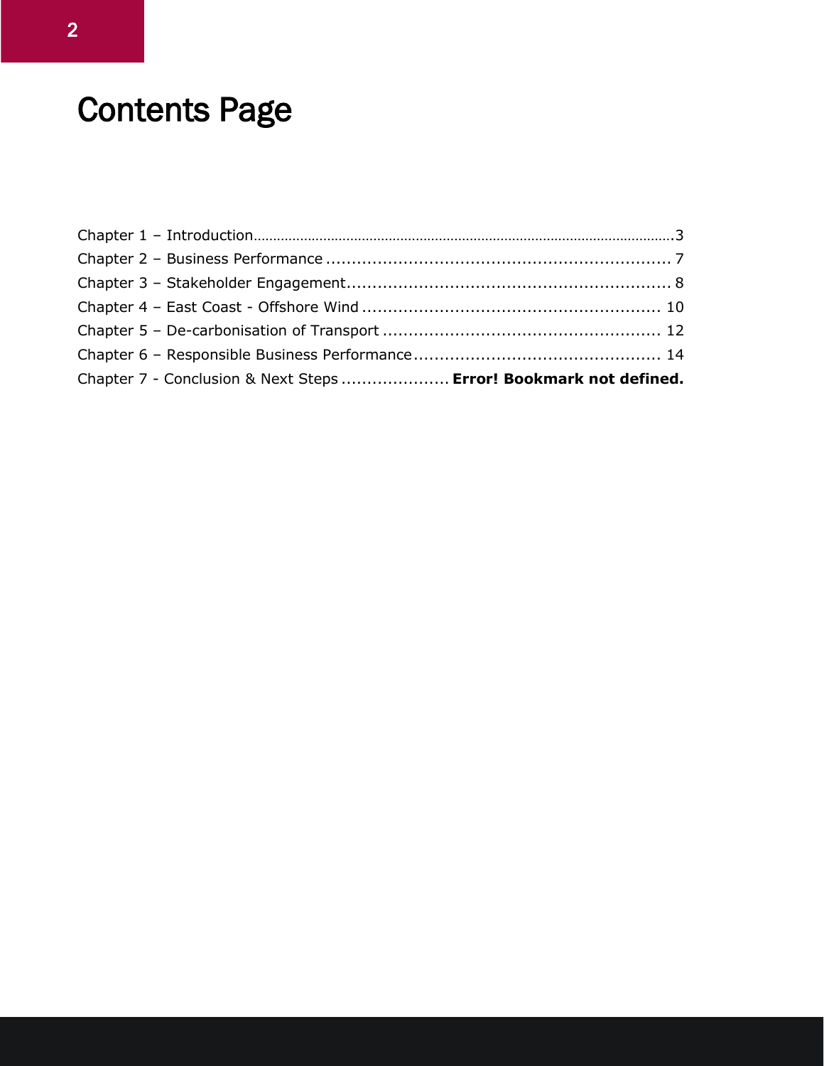# Contents Page

Chapter 1 – Introduction.............................................................................................................3
Chapter 2 – Business Performance ................................................................... 7
Chapter 3 – Stakeholder Engagement............................................................... 8
Chapter 4 – East Coast - Offshore Wind .......................................................... 10
Chapter 5 – De-carbonisation of Transport ...................................................... 12
Chapter 6 – Responsible Business Performance................................................ 14
Chapter 7 - Conclusion & Next Steps ..................... **Error! Bookmark not defined.**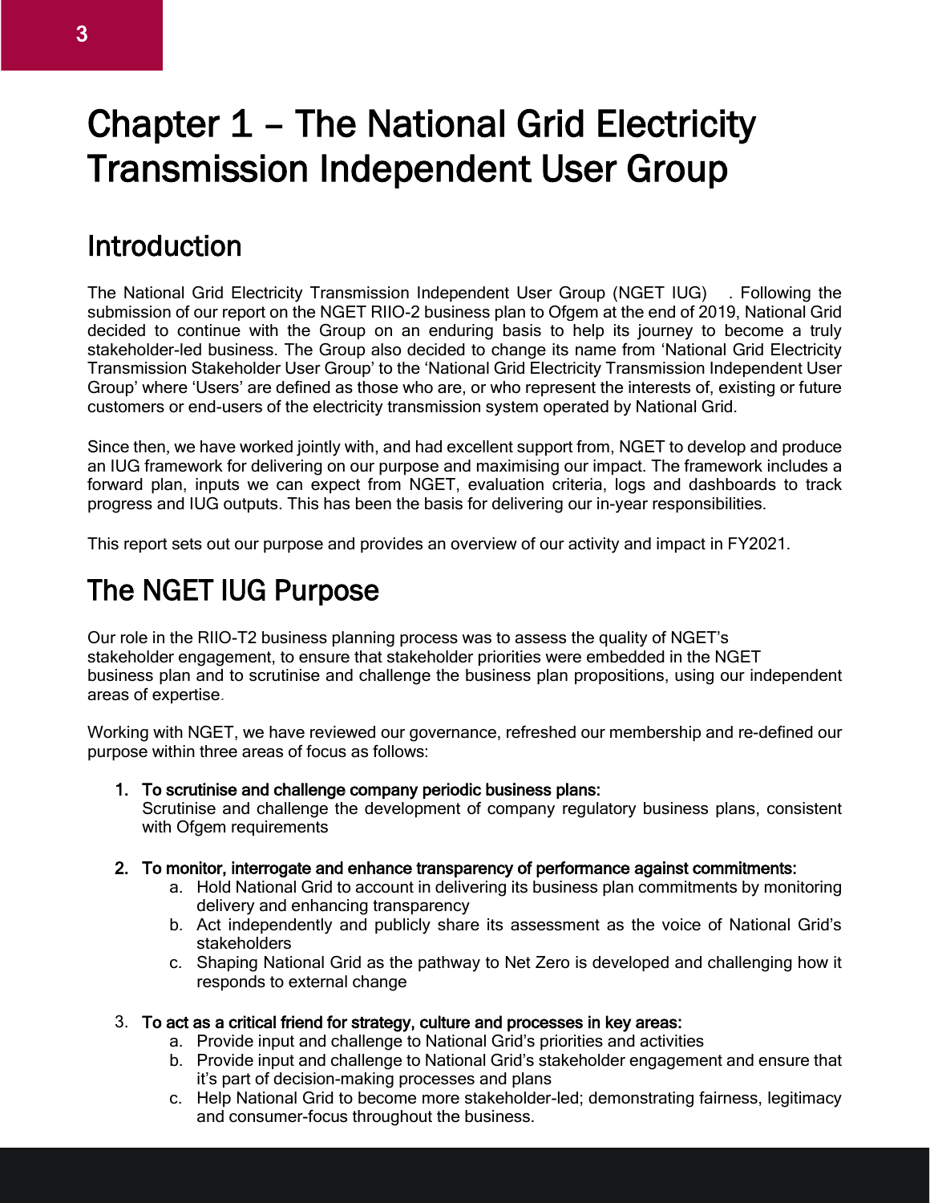# Chapter 1 – The National Grid Electricity Transmission Independent User Group

## Introduction

The National Grid Electricity Transmission Independent User Group (NGET IUG) . Following the submission of our report on the NGET RIIO-2 business plan to Ofgem at the end of 2019, National Grid decided to continue with the Group on an enduring basis to help its journey to become a truly stakeholder-led business. The Group also decided to change its name from 'National Grid Electricity Transmission Stakeholder User Group' to the 'National Grid Electricity Transmission Independent User Group' where 'Users' are defined as those who are, or who represent the interests of, existing or future customers or end-users of the electricity transmission system operated by National Grid.

Since then, we have worked jointly with, and had excellent support from, NGET to develop and produce an IUG framework for delivering on our purpose and maximising our impact. The framework includes a forward plan, inputs we can expect from NGET, evaluation criteria, logs and dashboards to track progress and IUG outputs. This has been the basis for delivering our in-year responsibilities.

This report sets out our purpose and provides an overview of our activity and impact in FY2021.

## The NGET IUG Purpose

Our role in the RIIO-T2 business planning process was to assess the quality of NGET's stakeholder engagement, to ensure that stakeholder priorities were embedded in the NGET business plan and to scrutinise and challenge the business plan propositions, using our independent areas of expertise.

Working with NGET, we have reviewed our governance, refreshed our membership and re-defined our purpose within three areas of focus as follows:

1. **To scrutinise and challenge company periodic business plans:**
   Scrutinise and challenge the development of company regulatory business plans, consistent with Ofgem requirements

2. **To monitor, interrogate and enhance transparency of performance against commitments:**
   a. Hold National Grid to account in delivering its business plan commitments by monitoring delivery and enhancing transparency
   b. Act independently and publicly share its assessment as the voice of National Grid's stakeholders
   c. Shaping National Grid as the pathway to Net Zero is developed and challenging how it responds to external change

3. **To act as a critical friend for strategy, culture and processes in key areas:**
   a. Provide input and challenge to National Grid's priorities and activities
   b. Provide input and challenge to National Grid's stakeholder engagement and ensure that it's part of decision-making processes and plans
   c. Help National Grid to become more stakeholder-led; demonstrating fairness, legitimacy and consumer-focus throughout the business.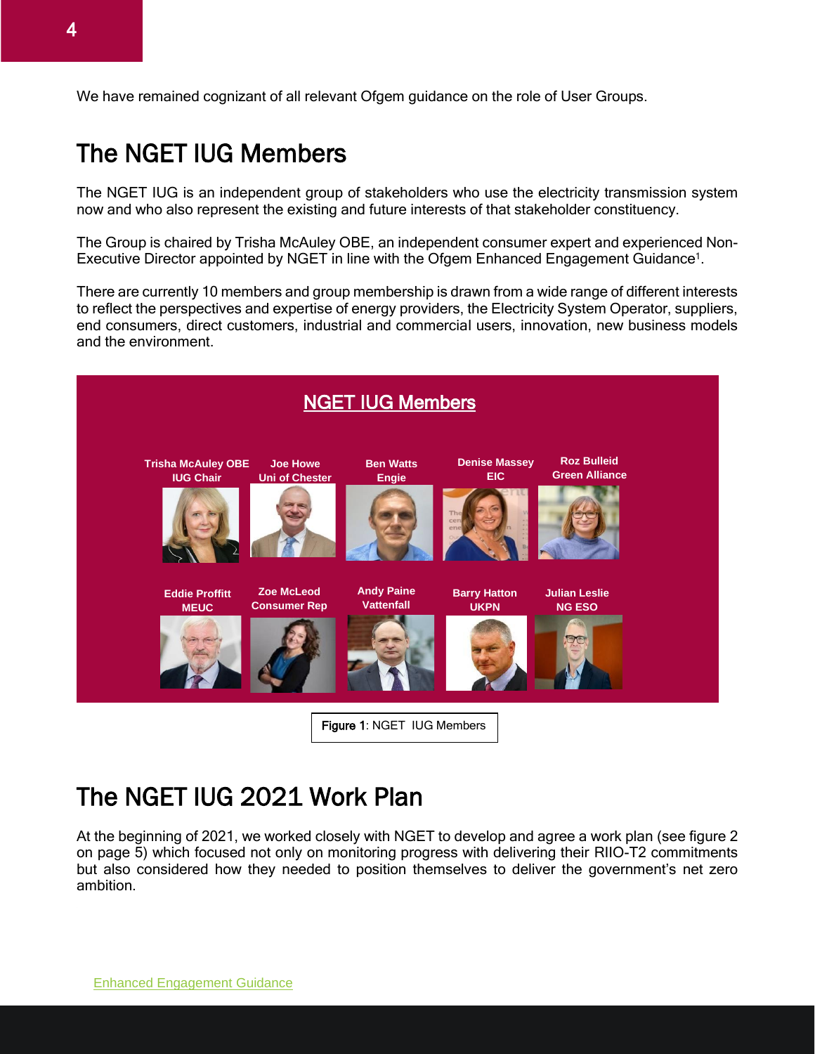We have remained cognizant of all relevant Ofgem guidance on the role of User Groups.

## The NGET IUG Members

The NGET IUG is an independent group of stakeholders who use the electricity transmission system now and who also represent the existing and future interests of that stakeholder constituency.

The Group is chaired by Trisha McAuley OBE, an independent consumer expert and experienced Non-Executive Director appointed by NGET in line with the Ofgem Enhanced Engagement Guidance[1].

There are currently 10 members and group membership is drawn from a wide range of different interests to reflect the perspectives and expertise of energy providers, the Electricity System Operator, suppliers, end consumers, direct customers, industrial and commercial users, innovation, new business models and the environment.

**NGET IUG Members**

- **Trisha McAuley OBE** – IUG Chair
- **Joe Howe** – Uni of Chester
- **Ben Watts** – Engie
- **Denise Massey** – EIC
- **Roz Bulleid** – Green Alliance
- **Eddie Proffitt** – MEUC
- **Zoe McLeod** – Consumer Rep
- **Andy Paine** – Vattenfall
- **Barry Hatton** – UKPN
- **Julian Leslie** – NG ESO

Figure 1: NGET IUG Members

## The NGET IUG 2021 Work Plan

At the beginning of 2021, we worked closely with NGET to develop and agree a work plan (see figure 2 on page 5) which focused not only on monitoring progress with delivering their RIIO-T2 commitments but also considered how they needed to position themselves to deliver the government's net zero ambition.

[1] Enhanced Engagement Guidance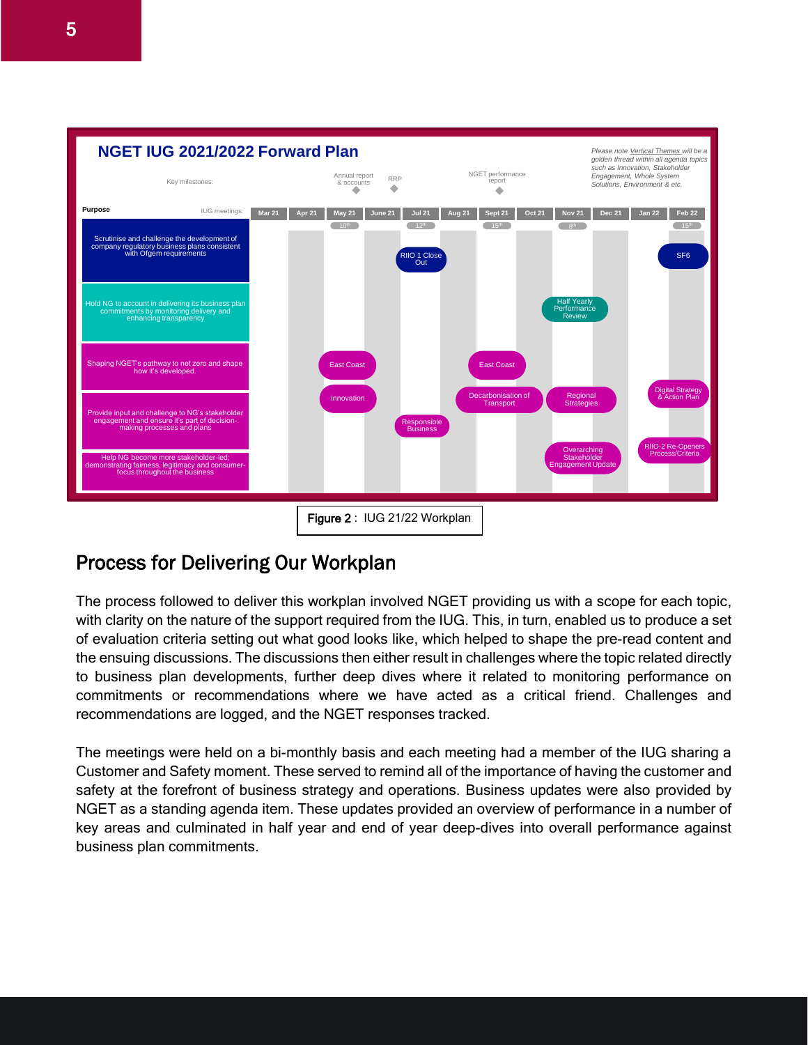## NGET IUG 2021/2022 Forward Plan

*Please note Vertical Themes will be a golden thread within all agenda topics such as Innovation, Stakeholder Engagement, Whole System Solutions, Environment & etc.*

Key milestones: Annual report & accounts (May 21); RRP (June 21); NGET performance report (Sept 21)

| Purpose | Mar 21 | Apr 21 | May 21 (10th) | June 21 | Jul 21 (12th) | Aug 21 | Sept 21 (15th) | Oct 21 | Nov 21 (8th) | Dec 21 | Jan 22 | Feb 22 (15th) |
|---|---|---|---|---|---|---|---|---|---|---|---|---|
| Scrutinise and challenge the development of company regulatory business plans consistent with Ofgem requirements | | | | | RIIO 1 Close Out | | | | | | | SF6 |
| Hold NG to account in delivering its business plan commitments by monitoring delivery and enhancing transparency | | | | | | | | | Half Yearly Performance Review | | | |
| Shaping NGET's pathway to net zero and shape how it's developed. | | | East Coast; Innovation | | | | East Coast; Decarbonisation of Transport | | Regional Strategies | | | Digital Strategy & Action Plan |
| Provide input and challenge to NG's stakeholder engagement and ensure it's part of decision-making processes and plans | | | | | Responsible Business | | | | | | | |
| Help NG become more stakeholder-led; demonstrating fairness, legitimacy and consumer-focus throughout the business | | | | | | | | | Overarching Stakeholder Engagement Update | | | RIIO-2 Re-Openers Process/Criteria |

**Figure 2** : IUG 21/22 Workplan

## Process for Delivering Our Workplan

The process followed to deliver this workplan involved NGET providing us with a scope for each topic, with clarity on the nature of the support required from the IUG. This, in turn, enabled us to produce a set of evaluation criteria setting out what good looks like, which helped to shape the pre-read content and the ensuing discussions. The discussions then either result in challenges where the topic related directly to business plan developments, further deep dives where it related to monitoring performance on commitments or recommendations where we have acted as a critical friend. Challenges and recommendations are logged, and the NGET responses tracked.

The meetings were held on a bi-monthly basis and each meeting had a member of the IUG sharing a Customer and Safety moment. These served to remind all of the importance of having the customer and safety at the forefront of business strategy and operations. Business updates were also provided by NGET as a standing agenda item. These updates provided an overview of performance in a number of key areas and culminated in half year and end of year deep-dives into overall performance against business plan commitments.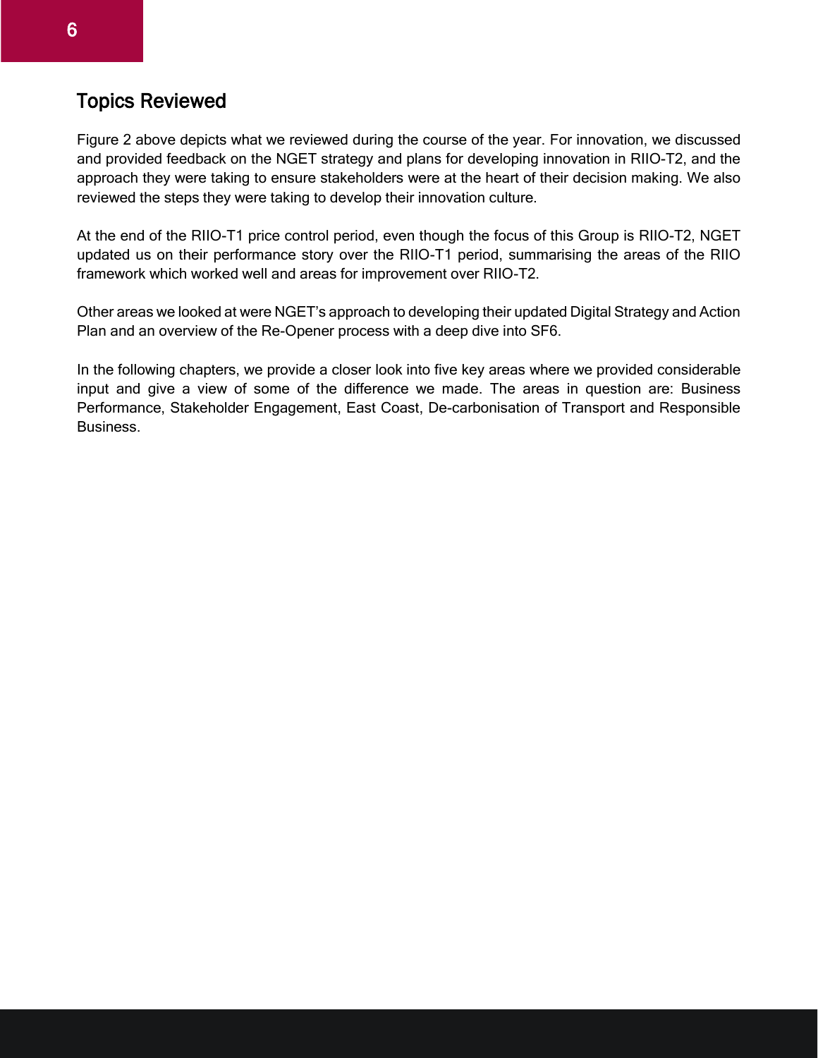## Topics Reviewed

Figure 2 above depicts what we reviewed during the course of the year. For innovation, we discussed and provided feedback on the NGET strategy and plans for developing innovation in RIIO-T2, and the approach they were taking to ensure stakeholders were at the heart of their decision making. We also reviewed the steps they were taking to develop their innovation culture.

At the end of the RIIO-T1 price control period, even though the focus of this Group is RIIO-T2, NGET updated us on their performance story over the RIIO-T1 period, summarising the areas of the RIIO framework which worked well and areas for improvement over RIIO-T2.

Other areas we looked at were NGET's approach to developing their updated Digital Strategy and Action Plan and an overview of the Re-Opener process with a deep dive into SF6.

In the following chapters, we provide a closer look into five key areas where we provided considerable input and give a view of some of the difference we made. The areas in question are: Business Performance, Stakeholder Engagement, East Coast, De-carbonisation of Transport and Responsible Business.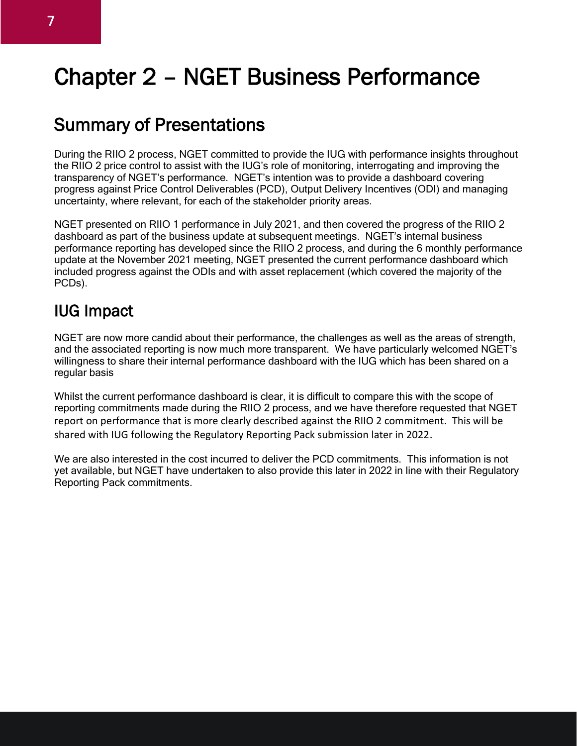# Chapter 2 – NGET Business Performance

## Summary of Presentations

During the RIIO 2 process, NGET committed to provide the IUG with performance insights throughout the RIIO 2 price control to assist with the IUG's role of monitoring, interrogating and improving the transparency of NGET's performance. NGET's intention was to provide a dashboard covering progress against Price Control Deliverables (PCD), Output Delivery Incentives (ODI) and managing uncertainty, where relevant, for each of the stakeholder priority areas.

NGET presented on RIIO 1 performance in July 2021, and then covered the progress of the RIIO 2 dashboard as part of the business update at subsequent meetings. NGET's internal business performance reporting has developed since the RIIO 2 process, and during the 6 monthly performance update at the November 2021 meeting, NGET presented the current performance dashboard which included progress against the ODIs and with asset replacement (which covered the majority of the PCDs).

## IUG Impact

NGET are now more candid about their performance, the challenges as well as the areas of strength, and the associated reporting is now much more transparent. We have particularly welcomed NGET's willingness to share their internal performance dashboard with the IUG which has been shared on a regular basis

Whilst the current performance dashboard is clear, it is difficult to compare this with the scope of reporting commitments made during the RIIO 2 process, and we have therefore requested that NGET report on performance that is more clearly described against the RIIO 2 commitment. This will be shared with IUG following the Regulatory Reporting Pack submission later in 2022.

We are also interested in the cost incurred to deliver the PCD commitments. This information is not yet available, but NGET have undertaken to also provide this later in 2022 in line with their Regulatory Reporting Pack commitments.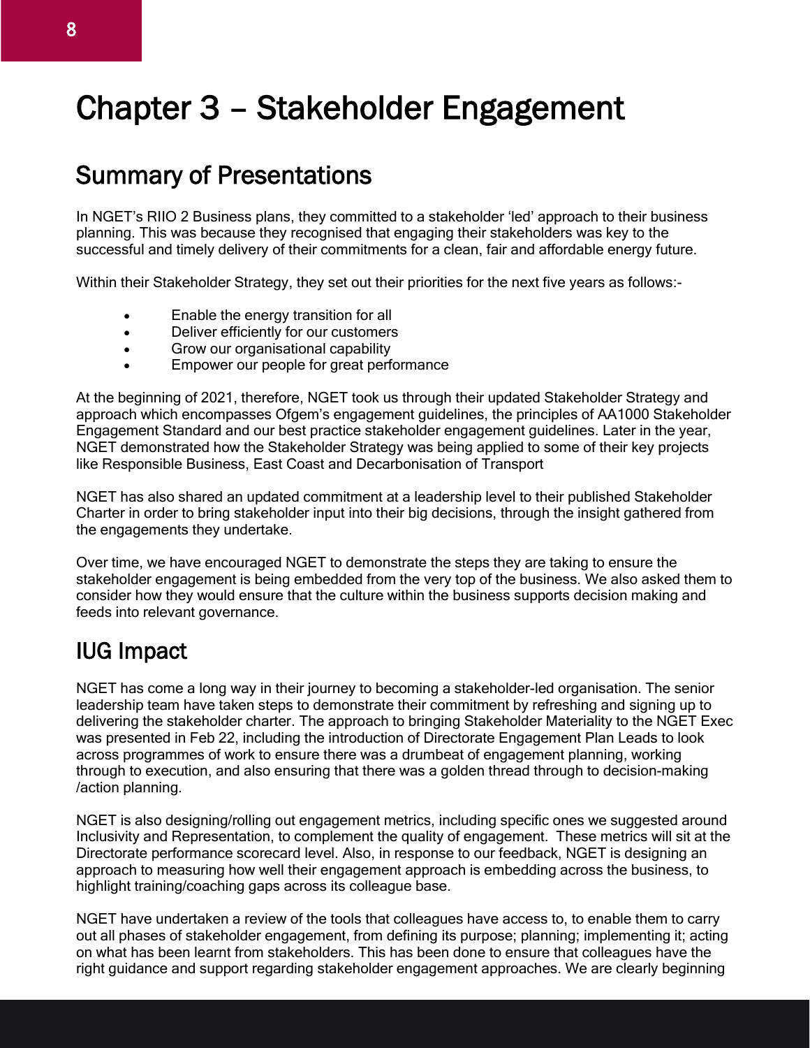# Chapter 3 – Stakeholder Engagement

## Summary of Presentations

In NGET's RIIO 2 Business plans, they committed to a stakeholder 'led' approach to their business planning. This was because they recognised that engaging their stakeholders was key to the successful and timely delivery of their commitments for a clean, fair and affordable energy future.

Within their Stakeholder Strategy, they set out their priorities for the next five years as follows:-

- Enable the energy transition for all
- Deliver efficiently for our customers
- Grow our organisational capability
- Empower our people for great performance

At the beginning of 2021, therefore, NGET took us through their updated Stakeholder Strategy and approach which encompasses Ofgem's engagement guidelines, the principles of AA1000 Stakeholder Engagement Standard and our best practice stakeholder engagement guidelines. Later in the year, NGET demonstrated how the Stakeholder Strategy was being applied to some of their key projects like Responsible Business, East Coast and Decarbonisation of Transport

NGET has also shared an updated commitment at a leadership level to their published Stakeholder Charter in order to bring stakeholder input into their big decisions, through the insight gathered from the engagements they undertake.

Over time, we have encouraged NGET to demonstrate the steps they are taking to ensure the stakeholder engagement is being embedded from the very top of the business. We also asked them to consider how they would ensure that the culture within the business supports decision making and feeds into relevant governance.

## IUG Impact

NGET has come a long way in their journey to becoming a stakeholder-led organisation. The senior leadership team have taken steps to demonstrate their commitment by refreshing and signing up to delivering the stakeholder charter. The approach to bringing Stakeholder Materiality to the NGET Exec was presented in Feb 22, including the introduction of Directorate Engagement Plan Leads to look across programmes of work to ensure there was a drumbeat of engagement planning, working through to execution, and also ensuring that there was a golden thread through to decision-making /action planning.

NGET is also designing/rolling out engagement metrics, including specific ones we suggested around Inclusivity and Representation, to complement the quality of engagement. These metrics will sit at the Directorate performance scorecard level. Also, in response to our feedback, NGET is designing an approach to measuring how well their engagement approach is embedding across the business, to highlight training/coaching gaps across its colleague base.

NGET have undertaken a review of the tools that colleagues have access to, to enable them to carry out all phases of stakeholder engagement, from defining its purpose; planning; implementing it; acting on what has been learnt from stakeholders. This has been done to ensure that colleagues have the right guidance and support regarding stakeholder engagement approaches. We are clearly beginning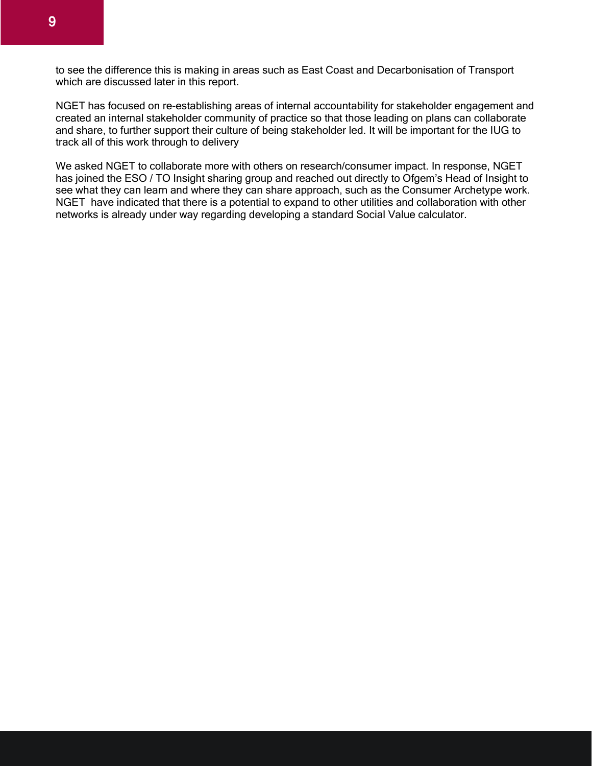to see the difference this is making in areas such as East Coast and Decarbonisation of Transport which are discussed later in this report.

NGET has focused on re-establishing areas of internal accountability for stakeholder engagement and created an internal stakeholder community of practice so that those leading on plans can collaborate and share, to further support their culture of being stakeholder led. It will be important for the IUG to track all of this work through to delivery

We asked NGET to collaborate more with others on research/consumer impact. In response, NGET has joined the ESO / TO Insight sharing group and reached out directly to Ofgem's Head of Insight to see what they can learn and where they can share approach, such as the Consumer Archetype work. NGET have indicated that there is a potential to expand to other utilities and collaboration with other networks is already under way regarding developing a standard Social Value calculator.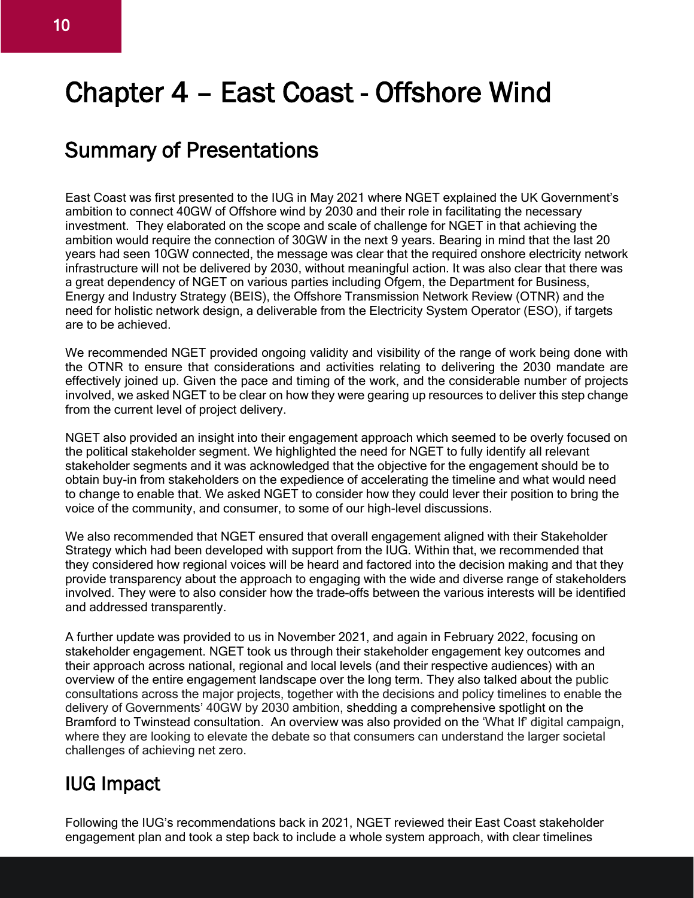# Chapter 4 – East Coast - Offshore Wind

## Summary of Presentations

East Coast was first presented to the IUG in May 2021 where NGET explained the UK Government's ambition to connect 40GW of Offshore wind by 2030 and their role in facilitating the necessary investment. They elaborated on the scope and scale of challenge for NGET in that achieving the ambition would require the connection of 30GW in the next 9 years. Bearing in mind that the last 20 years had seen 10GW connected, the message was clear that the required onshore electricity network infrastructure will not be delivered by 2030, without meaningful action. It was also clear that there was a great dependency of NGET on various parties including Ofgem, the Department for Business, Energy and Industry Strategy (BEIS), the Offshore Transmission Network Review (OTNR) and the need for holistic network design, a deliverable from the Electricity System Operator (ESO), if targets are to be achieved.

We recommended NGET provided ongoing validity and visibility of the range of work being done with the OTNR to ensure that considerations and activities relating to delivering the 2030 mandate are effectively joined up. Given the pace and timing of the work, and the considerable number of projects involved, we asked NGET to be clear on how they were gearing up resources to deliver this step change from the current level of project delivery.

NGET also provided an insight into their engagement approach which seemed to be overly focused on the political stakeholder segment. We highlighted the need for NGET to fully identify all relevant stakeholder segments and it was acknowledged that the objective for the engagement should be to obtain buy-in from stakeholders on the expedience of accelerating the timeline and what would need to change to enable that. We asked NGET to consider how they could lever their position to bring the voice of the community, and consumer, to some of our high-level discussions.

We also recommended that NGET ensured that overall engagement aligned with their Stakeholder Strategy which had been developed with support from the IUG. Within that, we recommended that they considered how regional voices will be heard and factored into the decision making and that they provide transparency about the approach to engaging with the wide and diverse range of stakeholders involved. They were to also consider how the trade-offs between the various interests will be identified and addressed transparently.

A further update was provided to us in November 2021, and again in February 2022, focusing on stakeholder engagement. NGET took us through their stakeholder engagement key outcomes and their approach across national, regional and local levels (and their respective audiences) with an overview of the entire engagement landscape over the long term. They also talked about the public consultations across the major projects, together with the decisions and policy timelines to enable the delivery of Governments' 40GW by 2030 ambition, shedding a comprehensive spotlight on the Bramford to Twinstead consultation. An overview was also provided on the 'What If' digital campaign, where they are looking to elevate the debate so that consumers can understand the larger societal challenges of achieving net zero.

## IUG Impact

Following the IUG's recommendations back in 2021, NGET reviewed their East Coast stakeholder engagement plan and took a step back to include a whole system approach, with clear timelines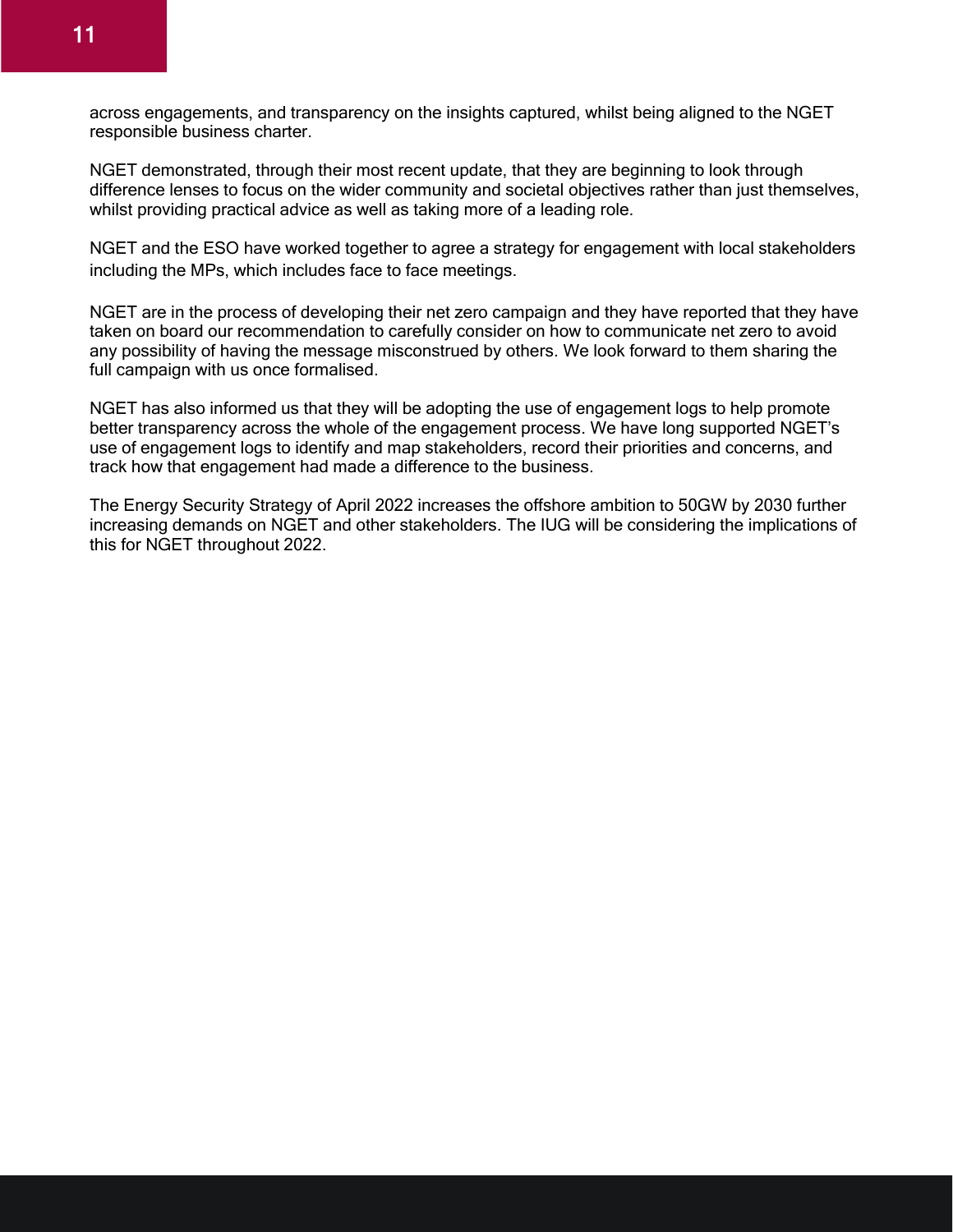across engagements, and transparency on the insights captured, whilst being aligned to the NGET responsible business charter.

NGET demonstrated, through their most recent update, that they are beginning to look through difference lenses to focus on the wider community and societal objectives rather than just themselves, whilst providing practical advice as well as taking more of a leading role.

NGET and the ESO have worked together to agree a strategy for engagement with local stakeholders including the MPs, which includes face to face meetings.

NGET are in the process of developing their net zero campaign and they have reported that they have taken on board our recommendation to carefully consider on how to communicate net zero to avoid any possibility of having the message misconstrued by others. We look forward to them sharing the full campaign with us once formalised.

NGET has also informed us that they will be adopting the use of engagement logs to help promote better transparency across the whole of the engagement process. We have long supported NGET's use of engagement logs to identify and map stakeholders, record their priorities and concerns, and track how that engagement had made a difference to the business.

The Energy Security Strategy of April 2022 increases the offshore ambition to 50GW by 2030 further increasing demands on NGET and other stakeholders. The IUG will be considering the implications of this for NGET throughout 2022.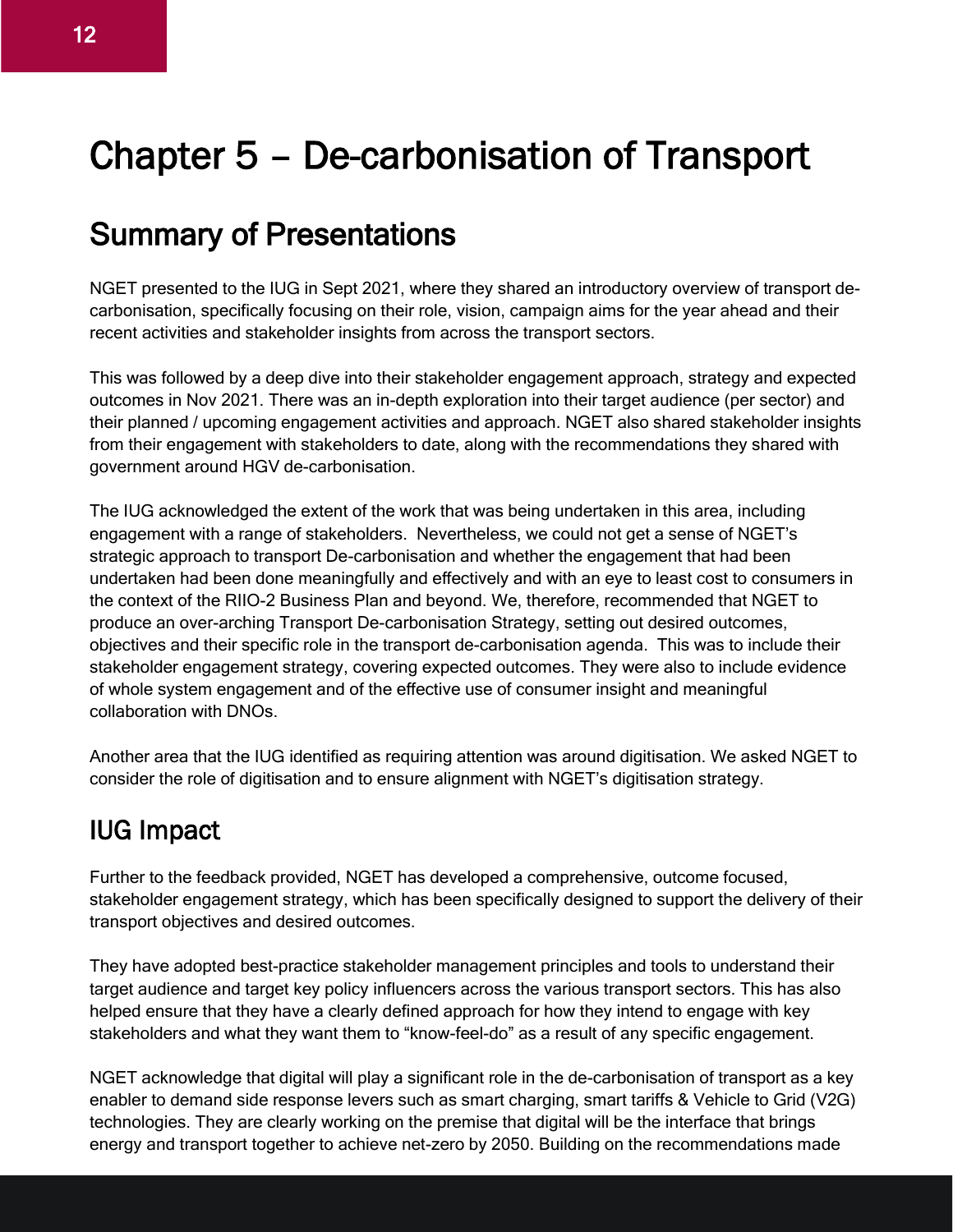# Chapter 5 – De-carbonisation of Transport

## Summary of Presentations

NGET presented to the IUG in Sept 2021, where they shared an introductory overview of transport de-carbonisation, specifically focusing on their role, vision, campaign aims for the year ahead and their recent activities and stakeholder insights from across the transport sectors.

This was followed by a deep dive into their stakeholder engagement approach, strategy and expected outcomes in Nov 2021. There was an in-depth exploration into their target audience (per sector) and their planned / upcoming engagement activities and approach. NGET also shared stakeholder insights from their engagement with stakeholders to date, along with the recommendations they shared with government around HGV de-carbonisation.

The IUG acknowledged the extent of the work that was being undertaken in this area, including engagement with a range of stakeholders. Nevertheless, we could not get a sense of NGET's strategic approach to transport De-carbonisation and whether the engagement that had been undertaken had been done meaningfully and effectively and with an eye to least cost to consumers in the context of the RIIO-2 Business Plan and beyond. We, therefore, recommended that NGET to produce an over-arching Transport De-carbonisation Strategy, setting out desired outcomes, objectives and their specific role in the transport de-carbonisation agenda. This was to include their stakeholder engagement strategy, covering expected outcomes. They were also to include evidence of whole system engagement and of the effective use of consumer insight and meaningful collaboration with DNOs.

Another area that the IUG identified as requiring attention was around digitisation. We asked NGET to consider the role of digitisation and to ensure alignment with NGET's digitisation strategy.

## IUG Impact

Further to the feedback provided, NGET has developed a comprehensive, outcome focused, stakeholder engagement strategy, which has been specifically designed to support the delivery of their transport objectives and desired outcomes.

They have adopted best-practice stakeholder management principles and tools to understand their target audience and target key policy influencers across the various transport sectors. This has also helped ensure that they have a clearly defined approach for how they intend to engage with key stakeholders and what they want them to "know-feel-do" as a result of any specific engagement.

NGET acknowledge that digital will play a significant role in the de-carbonisation of transport as a key enabler to demand side response levers such as smart charging, smart tariffs & Vehicle to Grid (V2G) technologies. They are clearly working on the premise that digital will be the interface that brings energy and transport together to achieve net-zero by 2050. Building on the recommendations made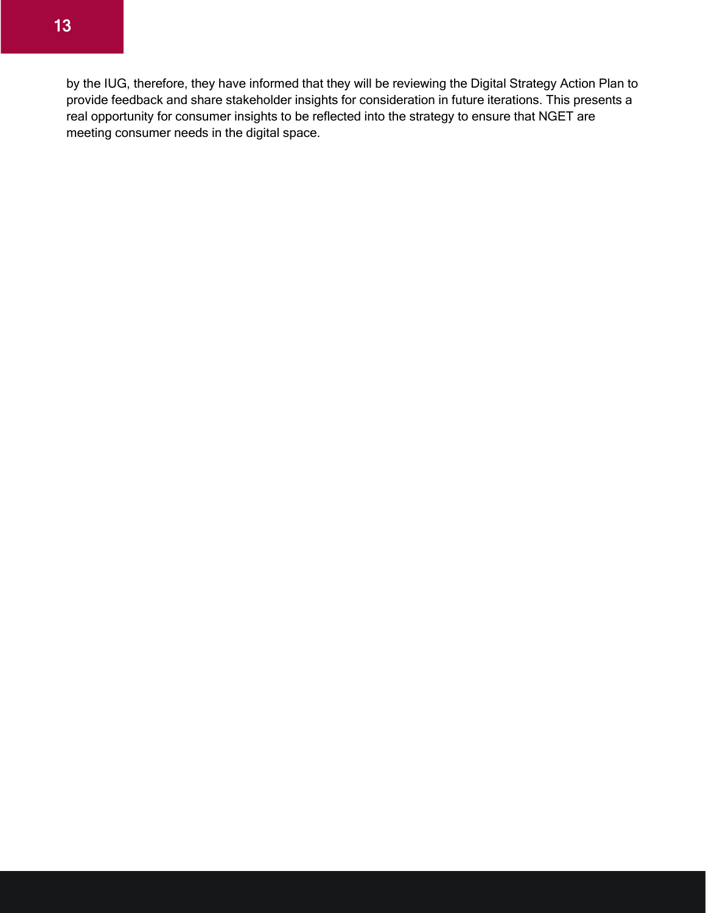by the IUG, therefore, they have informed that they will be reviewing the Digital Strategy Action Plan to provide feedback and share stakeholder insights for consideration in future iterations. This presents a real opportunity for consumer insights to be reflected into the strategy to ensure that NGET are meeting consumer needs in the digital space.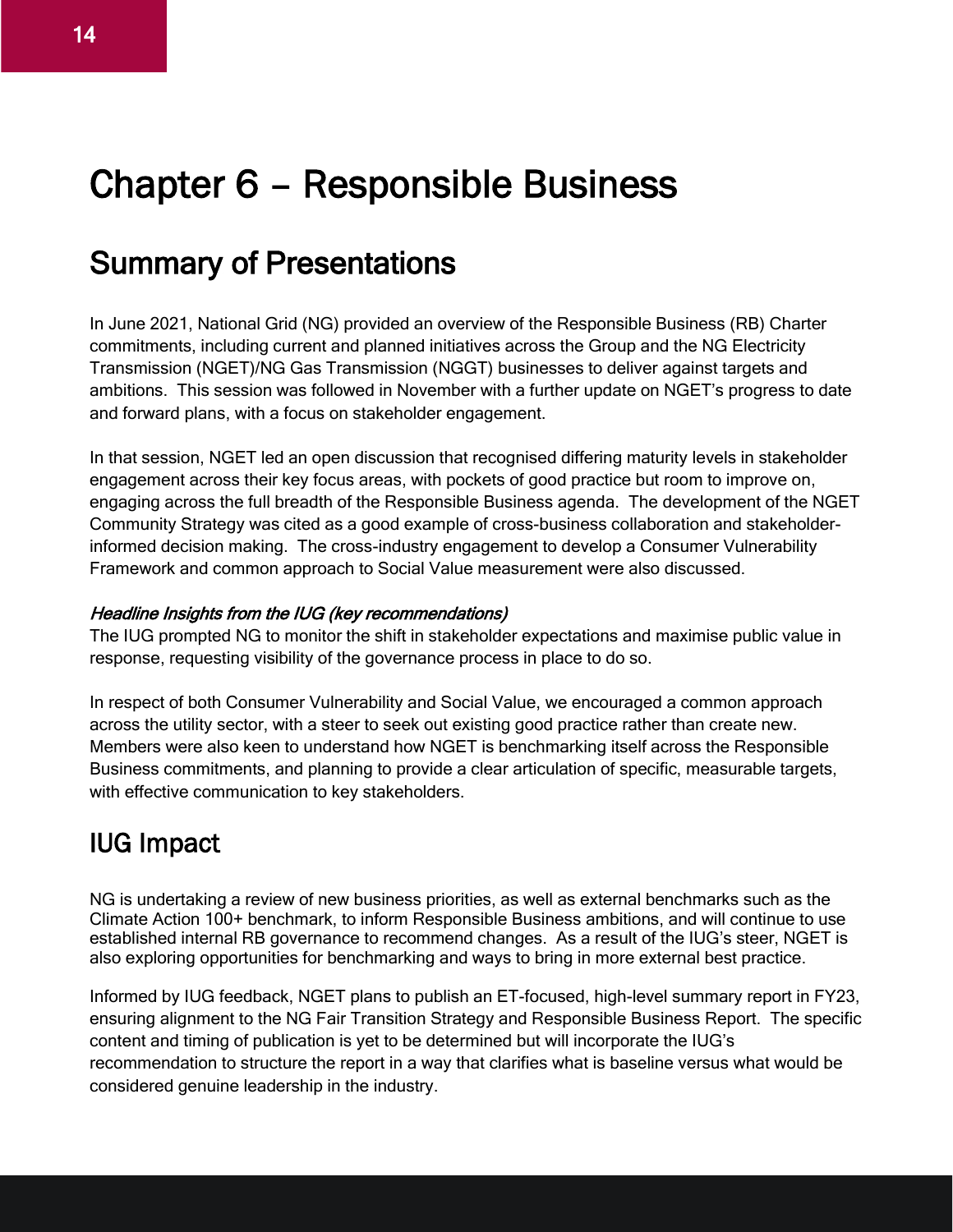# Chapter 6 – Responsible Business

## Summary of Presentations

In June 2021, National Grid (NG) provided an overview of the Responsible Business (RB) Charter commitments, including current and planned initiatives across the Group and the NG Electricity Transmission (NGET)/NG Gas Transmission (NGGT) businesses to deliver against targets and ambitions. This session was followed in November with a further update on NGET's progress to date and forward plans, with a focus on stakeholder engagement.

In that session, NGET led an open discussion that recognised differing maturity levels in stakeholder engagement across their key focus areas, with pockets of good practice but room to improve on, engaging across the full breadth of the Responsible Business agenda. The development of the NGET Community Strategy was cited as a good example of cross-business collaboration and stakeholder-informed decision making. The cross-industry engagement to develop a Consumer Vulnerability Framework and common approach to Social Value measurement were also discussed.

***Headline Insights from the IUG (key recommendations)***

The IUG prompted NG to monitor the shift in stakeholder expectations and maximise public value in response, requesting visibility of the governance process in place to do so.

In respect of both Consumer Vulnerability and Social Value, we encouraged a common approach across the utility sector, with a steer to seek out existing good practice rather than create new. Members were also keen to understand how NGET is benchmarking itself across the Responsible Business commitments, and planning to provide a clear articulation of specific, measurable targets, with effective communication to key stakeholders.

## IUG Impact

NG is undertaking a review of new business priorities, as well as external benchmarks such as the Climate Action 100+ benchmark, to inform Responsible Business ambitions, and will continue to use established internal RB governance to recommend changes. As a result of the IUG's steer, NGET is also exploring opportunities for benchmarking and ways to bring in more external best practice.

Informed by IUG feedback, NGET plans to publish an ET-focused, high-level summary report in FY23, ensuring alignment to the NG Fair Transition Strategy and Responsible Business Report. The specific content and timing of publication is yet to be determined but will incorporate the IUG's recommendation to structure the report in a way that clarifies what is baseline versus what would be considered genuine leadership in the industry.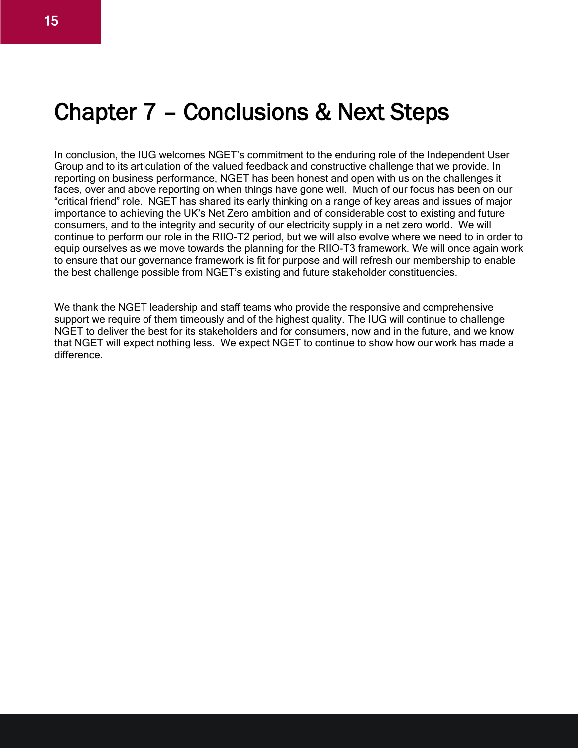# Chapter 7 – Conclusions & Next Steps

In conclusion, the IUG welcomes NGET's commitment to the enduring role of the Independent User Group and to its articulation of the valued feedback and constructive challenge that we provide. In reporting on business performance, NGET has been honest and open with us on the challenges it faces, over and above reporting on when things have gone well. Much of our focus has been on our "critical friend" role. NGET has shared its early thinking on a range of key areas and issues of major importance to achieving the UK's Net Zero ambition and of considerable cost to existing and future consumers, and to the integrity and security of our electricity supply in a net zero world. We will continue to perform our role in the RIIO-T2 period, but we will also evolve where we need to in order to equip ourselves as we move towards the planning for the RIIO-T3 framework. We will once again work to ensure that our governance framework is fit for purpose and will refresh our membership to enable the best challenge possible from NGET's existing and future stakeholder constituencies.

We thank the NGET leadership and staff teams who provide the responsive and comprehensive support we require of them timeously and of the highest quality. The IUG will continue to challenge NGET to deliver the best for its stakeholders and for consumers, now and in the future, and we know that NGET will expect nothing less. We expect NGET to continue to show how our work has made a difference.